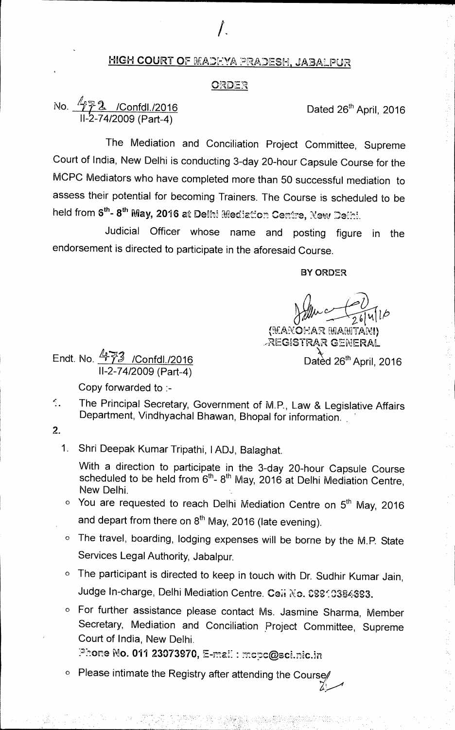/.

## HIGH COURT OF MADHYA PRADESH, JABALPUR

### ORDER

No. 472 /Confdl./2016
II-2-74/2009 (Part-4)

Dated 26th April, 2016

The Mediation and Conciliation Project Committee, Supreme Court of India, New Delhi is conducting 3-day 20-hour Capsule Course for the MCPC Mediators who have completed more than 50 successful mediation to assess their potential for becoming Trainers. The Course is scheduled to be held from 6th- 8th May, 2016 at Delhi Mediation Centre, New Delhi.

Judicial Officer whose name and posting figure in the endorsement is directed to participate in the aforesaid Course.

**BY ORDER**

(MANOHAR MAMTANI)
REGISTRAR GENERAL

Endt. No. 473 /Confdl./2016
II-2-74/2009 (Part-4)

Dated 26th April, 2016

Copy forwarded to :-

1. The Principal Secretary, Government of M.P., Law & Legislative Affairs Department, Vindhyachal Bhawan, Bhopal for information.
2.
   1. Shri Deepak Kumar Tripathi, I ADJ, Balaghat.

      With a direction to participate in the 3-day 20-hour Capsule Course scheduled to be held from 6th- 8th May, 2016 at Delhi Mediation Centre, New Delhi.

   - You are requested to reach Delhi Mediation Centre on 5th May, 2016 and depart from there on 8th May, 2016 (late evening).
   - The travel, boarding, lodging expenses will be borne by the M.P. State Services Legal Authority, Jabalpur.
   - The participant is directed to keep in touch with Dr. Sudhir Kumar Jain, Judge In-charge, Delhi Mediation Centre. Cell No. 09910384693.
   - For further assistance please contact Ms. Jasmine Sharma, Member Secretary, Mediation and Conciliation Project Committee, Supreme Court of India, New Delhi.
     Phone No. 011 23073970, E-mail : mcpc@sci.nic.in
   - Please intimate the Registry after attending the Course.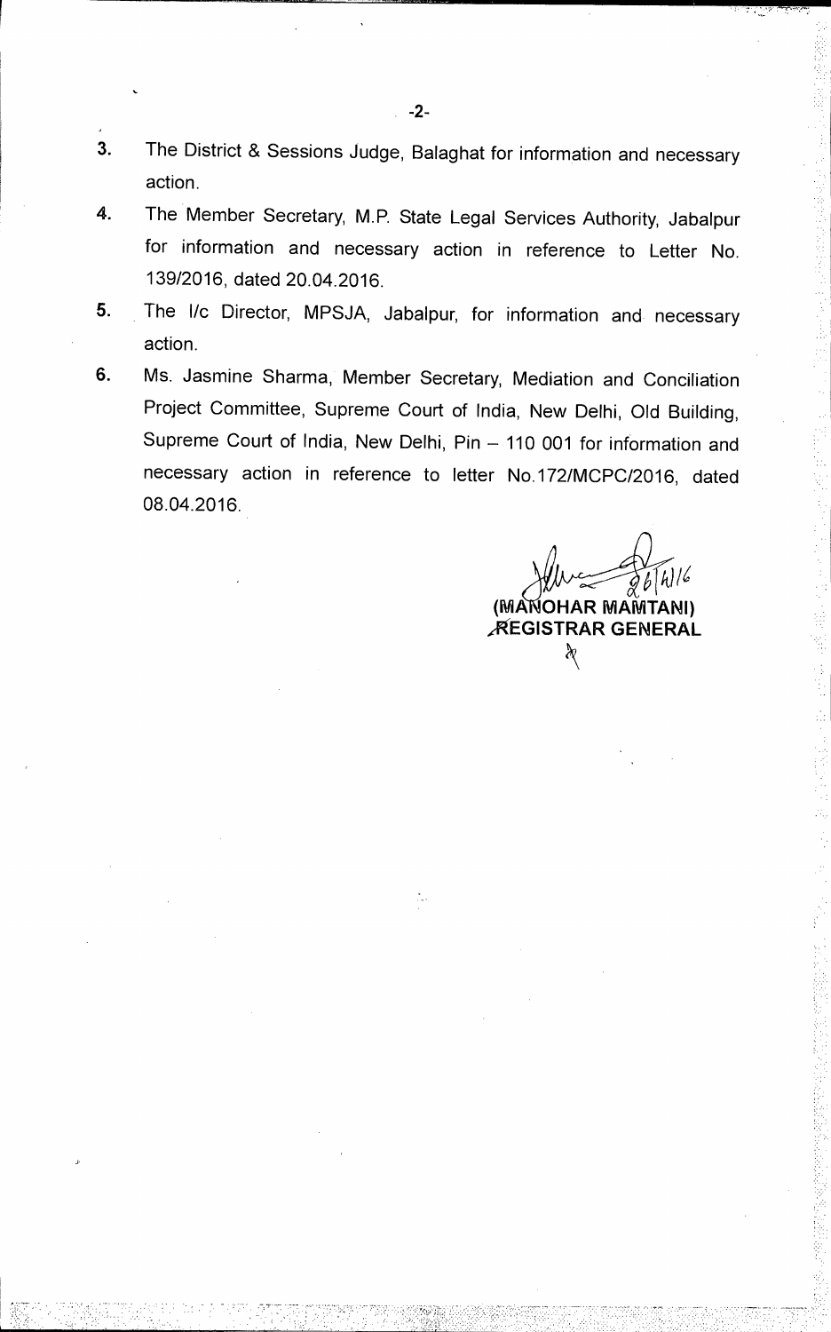3. The District & Sessions Judge, Balaghat for information and necessary action.
4. The Member Secretary, M.P. State Legal Services Authority, Jabalpur for information and necessary action in reference to Letter No. 139/2016, dated 20.04.2016.
5. The I/c Director, MPSJA, Jabalpur, for information and necessary action.
6. Ms. Jasmine Sharma, Member Secretary, Mediation and Conciliation Project Committee, Supreme Court of India, New Delhi, Old Building, Supreme Court of India, New Delhi, Pin – 110 001 for information and necessary action in reference to letter No.172/MCPC/2016, dated 08.04.2016.

26/4/16

**(MANOHAR MAMTANI)**
**REGISTRAR GENERAL**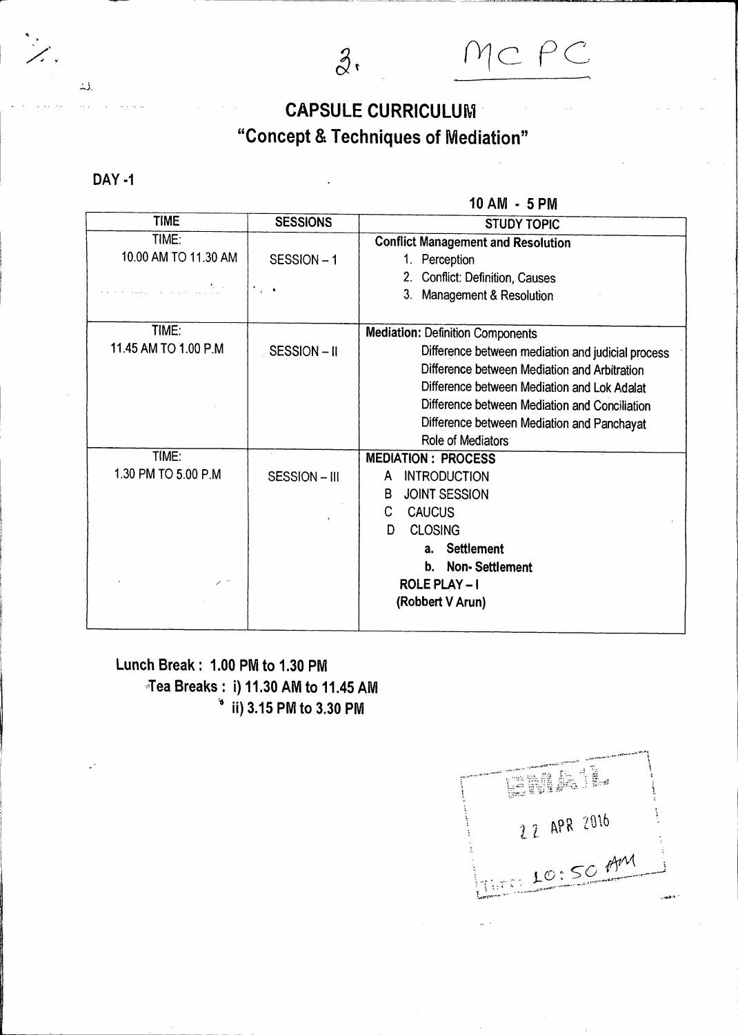3. MCPC

# CAPSULE CURRICULUM
## "Concept & Techniques of Mediation"

**DAY -1**

**10 AM - 5 PM**

| TIME | SESSIONS | STUDY TOPIC |
|---|---|---|
| TIME:<br>10.00 AM TO 11.30 AM | SESSION – 1 | **Conflict Management and Resolution**<br>1. Perception<br>2. Conflict: Definition, Causes<br>3. Management & Resolution |
| TIME:<br>11.45 AM TO 1.00 P.M | SESSION – II | **Mediation:** Definition Components<br>Difference between mediation and judicial process<br>Difference between Mediation and Arbitration<br>Difference between Mediation and Lok Adalat<br>Difference between Mediation and Conciliation<br>Difference between Mediation and Panchayat<br>Role of Mediators |
| TIME:<br>1.30 PM TO 5.00 P.M | SESSION – III | **MEDIATION : PROCESS**<br>A INTRODUCTION<br>B JOINT SESSION<br>C CAUCUS<br>D CLOSING<br>**a. Settlement**<br>**b. Non- Settlement**<br>**ROLE PLAY – I**<br>**(Robbert V Arun)** |

**Lunch Break : 1.00 PM to 1.30 PM**

**Tea Breaks : i) 11.30 AM to 11.45 AM**

**ii) 3.15 PM to 3.30 PM**

EMAIL
22 APR 2016
Time: 10:50 AM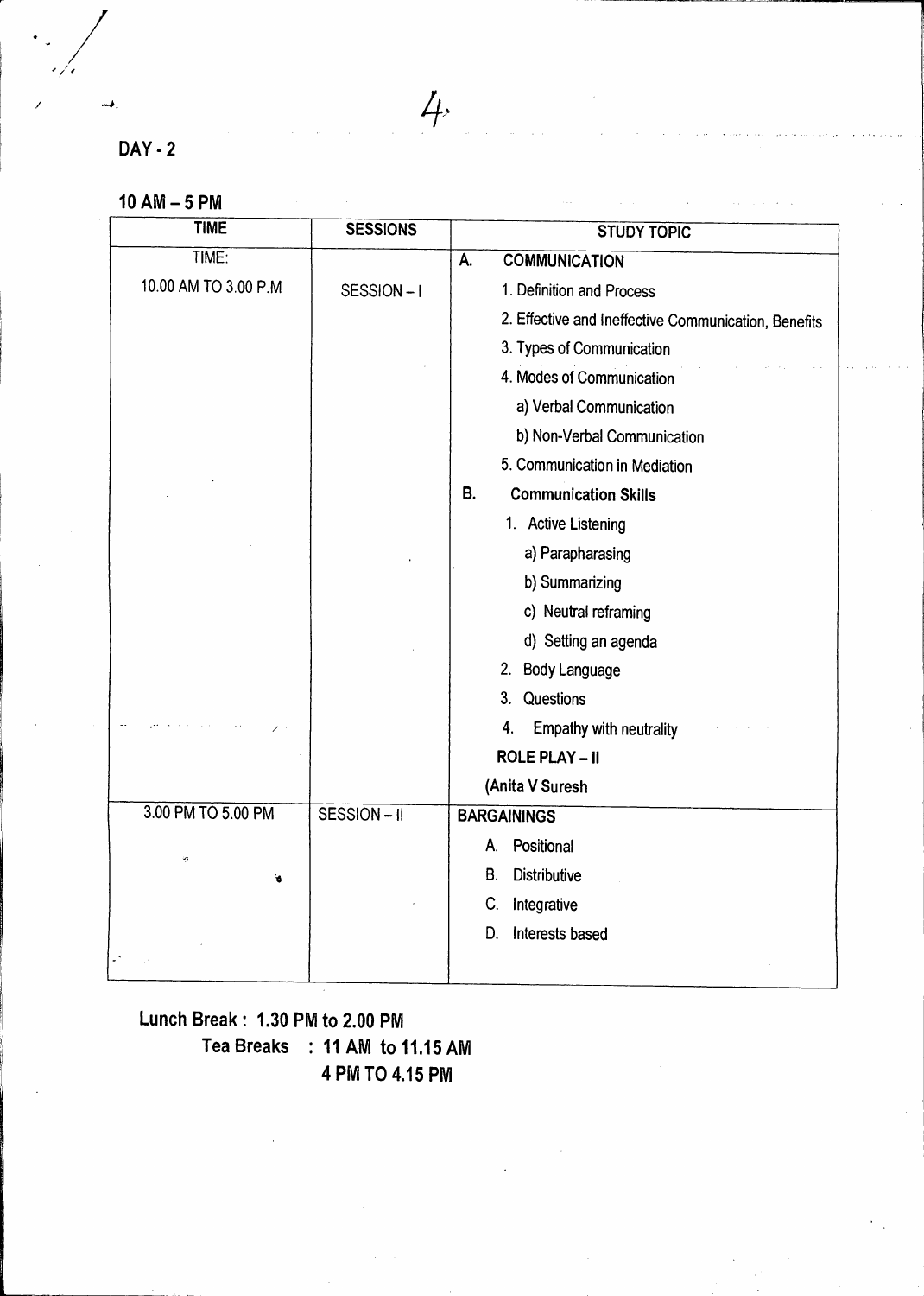## DAY - 2

**10 AM – 5 PM**

| TIME | SESSIONS | STUDY TOPIC |
|---|---|---|
| TIME:<br>10.00 AM TO 3.00 P.M | SESSION – I | **A. COMMUNICATION**<br>1. Definition and Process<br>2. Effective and Ineffective Communication, Benefits<br>3. Types of Communication<br>4. Modes of Communication<br>a) Verbal Communication<br>b) Non-Verbal Communication<br>5. Communication in Mediation<br>**B. Communication Skills**<br>1. Active Listening<br>a) Parapharasing<br>b) Summarizing<br>c) Neutral reframing<br>d) Setting an agenda<br>2. Body Language<br>3. Questions<br>4. Empathy with neutrality<br>**ROLE PLAY – II**<br>**(Anita V Suresh** |
| 3.00 PM TO 5.00 PM | SESSION – II | **BARGAININGS**<br>A. Positional<br>B. Distributive<br>C. Integrative<br>D. Interests based |

**Lunch Break : 1.30 PM to 2.00 PM**

**Tea Breaks : 11 AM to 11.15 AM**
**4 PM TO 4.15 PM**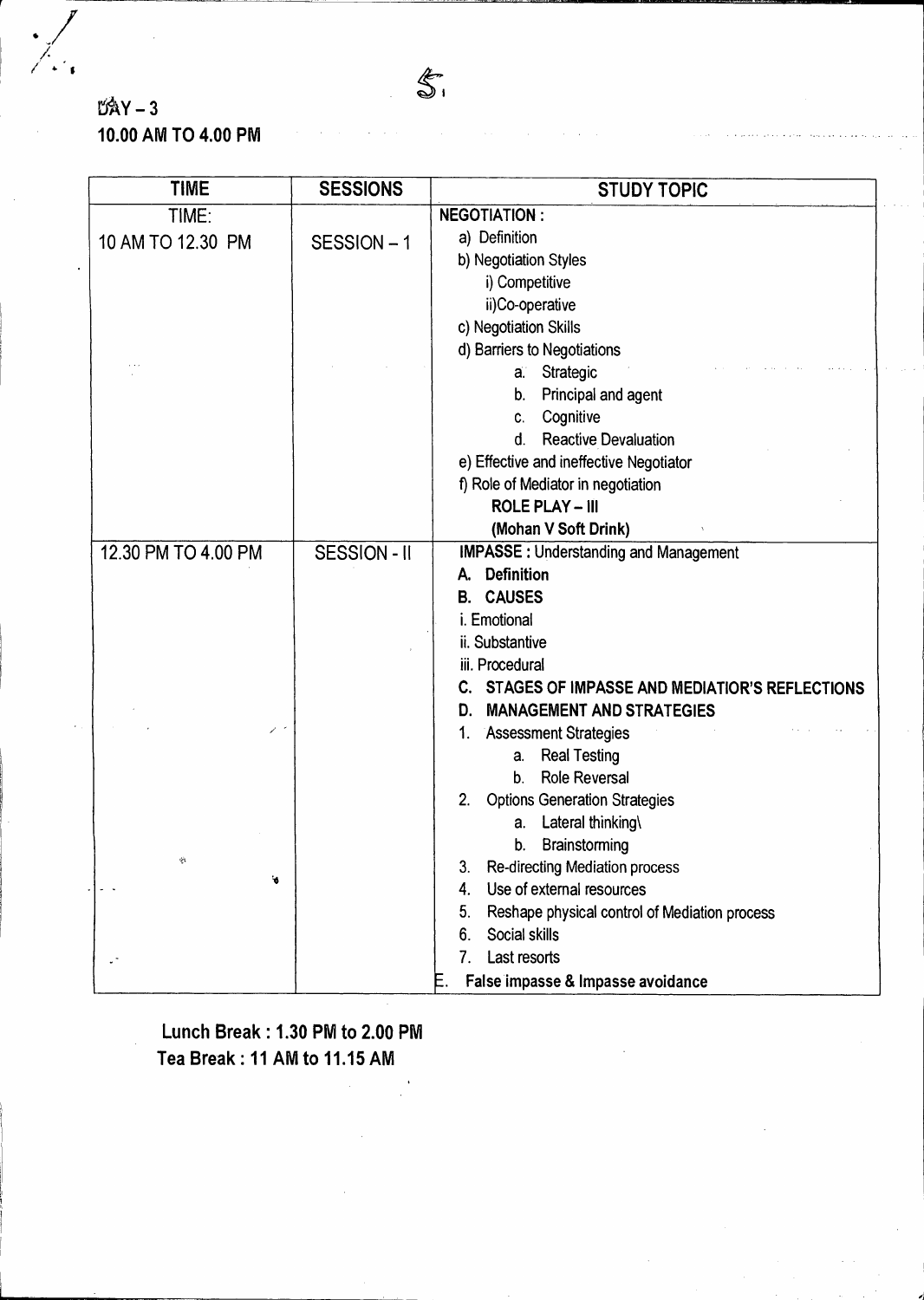DAY – 3
10.00 AM TO 4.00 PM

| TIME | SESSIONS | STUDY TOPIC |
|---|---|---|
| TIME:<br>10 AM TO 12.30 PM | SESSION – 1 | **NEGOTIATION :**<br>a) Definition<br>b) Negotiation Styles<br>i) Competitive<br>ii)Co-operative<br>c) Negotiation Skills<br>d) Barriers to Negotiations<br>a. Strategic<br>b. Principal and agent<br>c. Cognitive<br>d. Reactive Devaluation<br>e) Effective and ineffective Negotiator<br>f) Role of Mediator in negotiation<br>**ROLE PLAY – III**<br>**(Mohan V Soft Drink)** |
| 12.30 PM TO 4.00 PM | SESSION - II | **IMPASSE :** Understanding and Management<br>**A. Definition**<br>**B. CAUSES**<br>i. Emotional<br>ii. Substantive<br>iii. Procedural<br>**C. STAGES OF IMPASSE AND MEDIATIOR'S REFLECTIONS**<br>**D. MANAGEMENT AND STRATEGIES**<br>1. Assessment Strategies<br>a. Real Testing<br>b. Role Reversal<br>2. Options Generation Strategies<br>a. Lateral thinking\<br>b. Brainstorming<br>3. Re-directing Mediation process<br>4. Use of external resources<br>5. Reshape physical control of Mediation process<br>6. Social skills<br>7. Last resorts<br>**E. False impasse & Impasse avoidance** |

**Lunch Break : 1.30 PM to 2.00 PM**
**Tea Break : 11 AM to 11.15 AM**